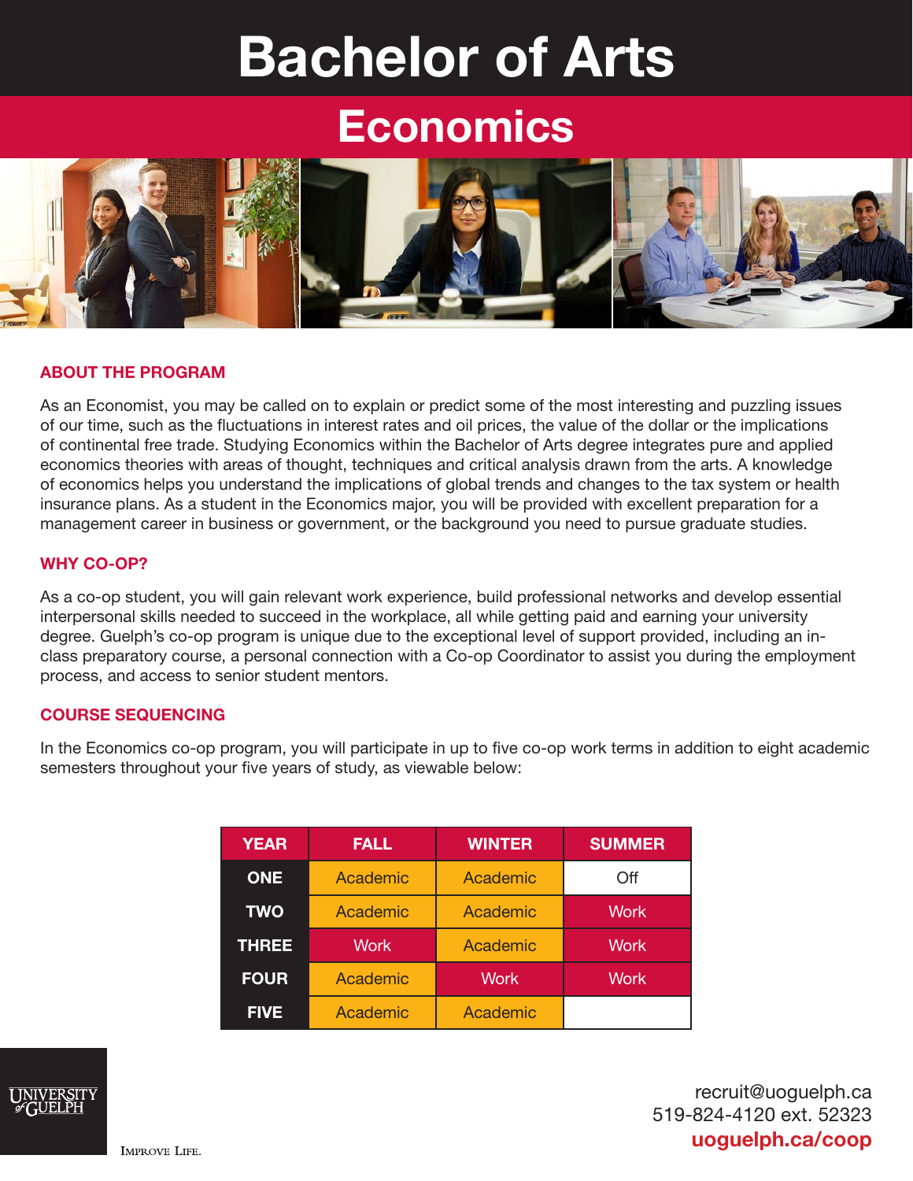# Bachelor of Arts

## Economics

### ABOUT THE PROGRAM

As an Economist, you may be called on to explain or predict some of the most interesting and puzzling issues of our time, such as the fluctuations in interest rates and oil prices, the value of the dollar or the implications of continental free trade. Studying Economics within the Bachelor of Arts degree integrates pure and applied economics theories with areas of thought, techniques and critical analysis drawn from the arts. A knowledge of economics helps you understand the implications of global trends and changes to the tax system or health insurance plans. As a student in the Economics major, you will be provided with excellent preparation for a management career in business or government, or the background you need to pursue graduate studies.

### WHY CO-OP?

As a co-op student, you will gain relevant work experience, build professional networks and develop essential interpersonal skills needed to succeed in the workplace, all while getting paid and earning your university degree. Guelph's co-op program is unique due to the exceptional level of support provided, including an in-class preparatory course, a personal connection with a Co-op Coordinator to assist you during the employment process, and access to senior student mentors.

### COURSE SEQUENCING

In the Economics co-op program, you will participate in up to five co-op work terms in addition to eight academic semesters throughout your five years of study, as viewable below:

| YEAR | FALL | WINTER | SUMMER |
|---|---|---|---|
| ONE | Academic | Academic | Off |
| TWO | Academic | Academic | Work |
| THREE | Work | Academic | Work |
| FOUR | Academic | Work | Work |
| FIVE | Academic | Academic | |

UNIVERSITY of GUELPH

IMPROVE LIFE.

recruit@uoguelph.ca
519-824-4120 ext. 52323
**uoguelph.ca/coop**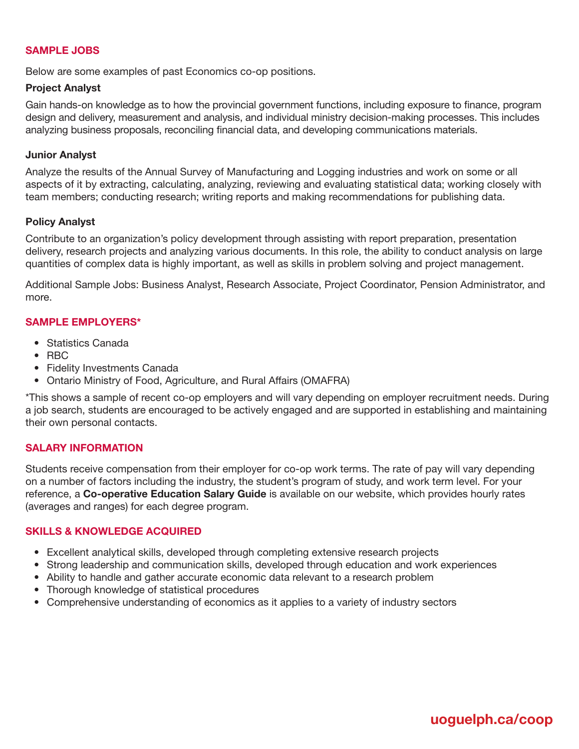## SAMPLE JOBS

Below are some examples of past Economics co-op positions.

### Project Analyst

Gain hands-on knowledge as to how the provincial government functions, including exposure to finance, program design and delivery, measurement and analysis, and individual ministry decision-making processes. This includes analyzing business proposals, reconciling financial data, and developing communications materials.

### Junior Analyst

Analyze the results of the Annual Survey of Manufacturing and Logging industries and work on some or all aspects of it by extracting, calculating, analyzing, reviewing and evaluating statistical data; working closely with team members; conducting research; writing reports and making recommendations for publishing data.

### Policy Analyst

Contribute to an organization's policy development through assisting with report preparation, presentation delivery, research projects and analyzing various documents. In this role, the ability to conduct analysis on large quantities of complex data is highly important, as well as skills in problem solving and project management.

Additional Sample Jobs: Business Analyst, Research Associate, Project Coordinator, Pension Administrator, and more.

## SAMPLE EMPLOYERS*

- Statistics Canada
- RBC
- Fidelity Investments Canada
- Ontario Ministry of Food, Agriculture, and Rural Affairs (OMAFRA)

*This shows a sample of recent co-op employers and will vary depending on employer recruitment needs. During a job search, students are encouraged to be actively engaged and are supported in establishing and maintaining their own personal contacts.

## SALARY INFORMATION

Students receive compensation from their employer for co-op work terms. The rate of pay will vary depending on a number of factors including the industry, the student's program of study, and work term level. For your reference, a **Co-operative Education Salary Guide** is available on our website, which provides hourly rates (averages and ranges) for each degree program.

## SKILLS & KNOWLEDGE ACQUIRED

- Excellent analytical skills, developed through completing extensive research projects
- Strong leadership and communication skills, developed through education and work experiences
- Ability to handle and gather accurate economic data relevant to a research problem
- Thorough knowledge of statistical procedures
- Comprehensive understanding of economics as it applies to a variety of industry sectors

**uoguelph.ca/coop**